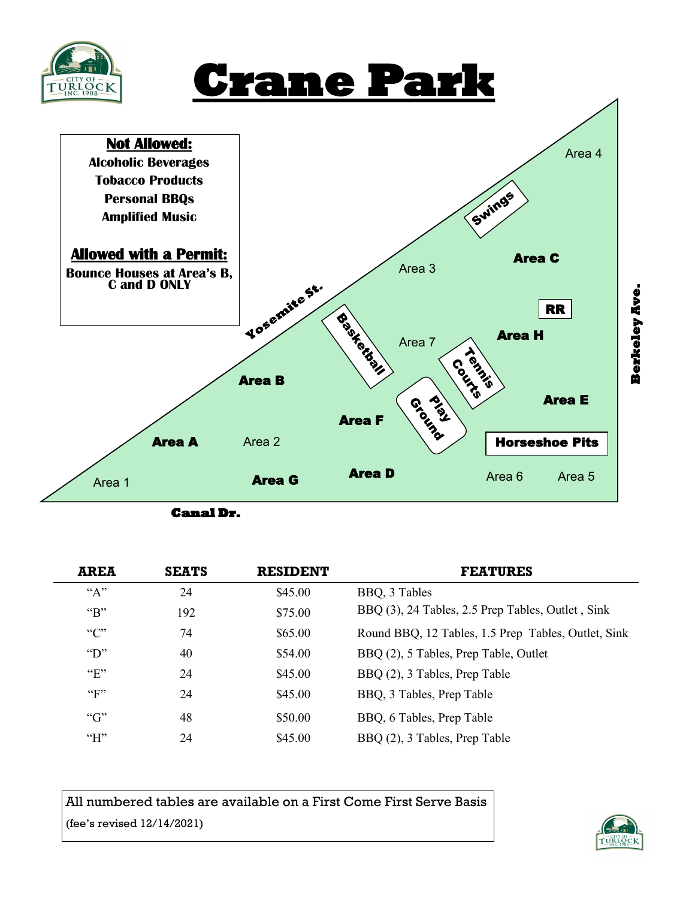# Crane Park

**Not Allowed:**

**Alcoholic Beverages**
**Tobacco Products**
**Personal BBQs**
**Amplified Music**

**Allowed with a Permit:**

**Bounce Houses at Area's B, C and D ONLY**

Yosemite St.

Berkeley Ave.

Canal Dr.

Area 1, Area 2, Area 3, Area 4, Area 5, Area 6, Area 7

Area A, Area B, Area C, Area D, Area E, Area F, Area G, Area H

Swings, RR, Basketball, Tennis Courts, Play Ground, Horseshoe Pits

| AREA | SEATS | RESIDENT | FEATURES |
|---|---|---|---|
| "A" | 24 | $45.00 | BBQ, 3 Tables |
| "B" | 192 | $75.00 | BBQ (3), 24 Tables, 2.5 Prep Tables, Outlet , Sink |
| "C" | 74 | $65.00 | Round BBQ, 12 Tables, 1.5 Prep Tables, Outlet, Sink |
| "D" | 40 | $54.00 | BBQ (2), 5 Tables, Prep Table, Outlet |
| "E" | 24 | $45.00 | BBQ (2), 3 Tables, Prep Table |
| "F" | 24 | $45.00 | BBQ, 3 Tables, Prep Table |
| "G" | 48 | $50.00 | BBQ, 6 Tables, Prep Table |
| "H" | 24 | $45.00 | BBQ (2), 3 Tables, Prep Table |

All numbered tables are available on a First Come First Serve Basis

(fee's revised 12/14/2021)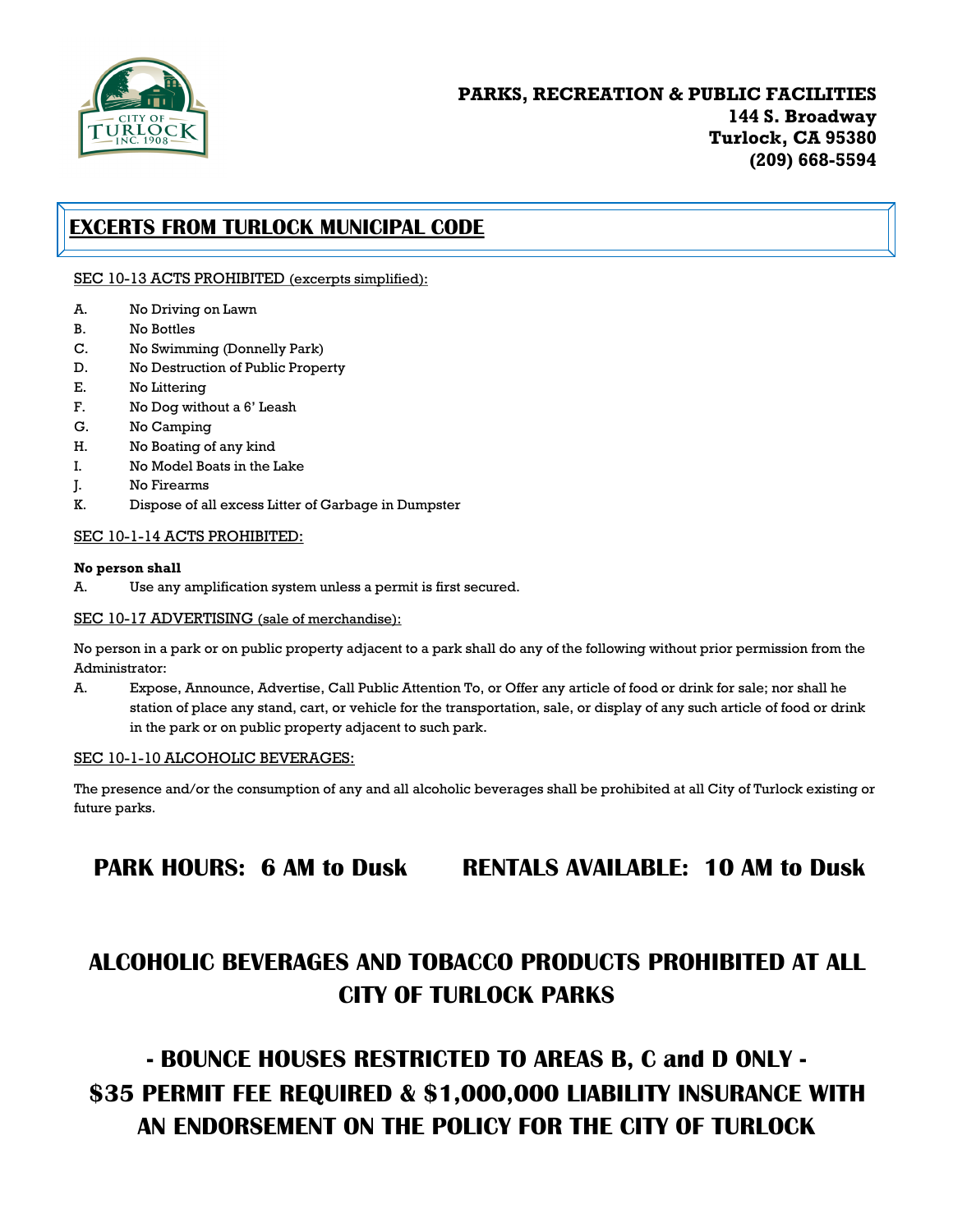**PARKS, RECREATION & PUBLIC FACILITIES**
**144 S. Broadway**
**Turlock, CA 95380**
**(209) 668-5594**

## EXCERTS FROM TURLOCK MUNICIPAL CODE

SEC 10-13 ACTS PROHIBITED (excerpts simplified):

A. No Driving on Lawn
B. No Bottles
C. No Swimming (Donnelly Park)
D. No Destruction of Public Property
E. No Littering
F. No Dog without a 6' Leash
G. No Camping
H. No Boating of any kind
I. No Model Boats in the Lake
J. No Firearms
K. Dispose of all excess Litter of Garbage in Dumpster

SEC 10-1-14 ACTS PROHIBITED:

**No person shall**

A. Use any amplification system unless a permit is first secured.

SEC 10-17 ADVERTISING (sale of merchandise):

No person in a park or on public property adjacent to a park shall do any of the following without prior permission from the Administrator:

A. Expose, Announce, Advertise, Call Public Attention To, or Offer any article of food or drink for sale; nor shall he station of place any stand, cart, or vehicle for the transportation, sale, or display of any such article of food or drink in the park or on public property adjacent to such park.

SEC 10-1-10 ALCOHOLIC BEVERAGES:

The presence and/or the consumption of any and all alcoholic beverages shall be prohibited at all City of Turlock existing or future parks.

## PARK HOURS: 6 AM to Dusk RENTALS AVAILABLE: 10 AM to Dusk

## ALCOHOLIC BEVERAGES AND TOBACCO PRODUCTS PROHIBITED AT ALL CITY OF TURLOCK PARKS

## - BOUNCE HOUSES RESTRICTED TO AREAS B, C and D ONLY - $35 PERMIT FEE REQUIRED & $1,000,000 LIABILITY INSURANCE WITH AN ENDORSEMENT ON THE POLICY FOR THE CITY OF TURLOCK